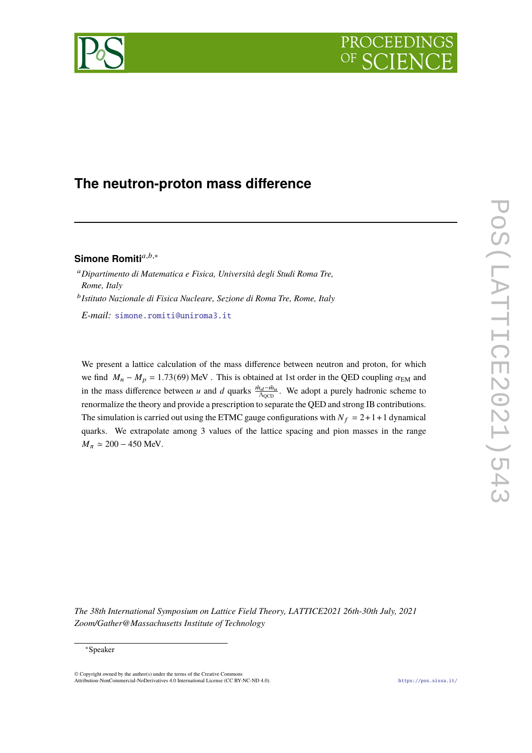# The neutron-proton mass difference

**Simone Romiti**[a,b,*]

[a] *Dipartimento di Matematica e Fisica, Università degli Studi Roma Tre, Rome, Italy*

[b] *Istituto Nazionale di Fisica Nucleare, Sezione di Roma Tre, Rome, Italy*

*E-mail:* simone.romiti@uniroma3.it

We present a lattice calculation of the mass difference between neutron and proton, for which we find $M_n - M_p = 1.73(69)$ MeV . This is obtained at 1st order in the QED coupling $\alpha_{\mathrm{EM}}$ and in the mass difference between $u$ and $d$ quarks $\frac{\hat{m}_d - \hat{m}_u}{\Lambda_{\mathrm{QCD}}}$. We adopt a purely hadronic scheme to renormalize the theory and provide a prescription to separate the QED and strong IB contributions. The simulation is carried out using the ETMC gauge configurations with $N_f = 2+1+1$ dynamical quarks. We extrapolate among 3 values of the lattice spacing and pion masses in the range $M_\pi \simeq 200 - 450$ MeV.

*The 38th International Symposium on Lattice Field Theory, LATTICE2021 26th-30th July, 2021 Zoom/Gather@Massachusetts Institute of Technology*

*Speaker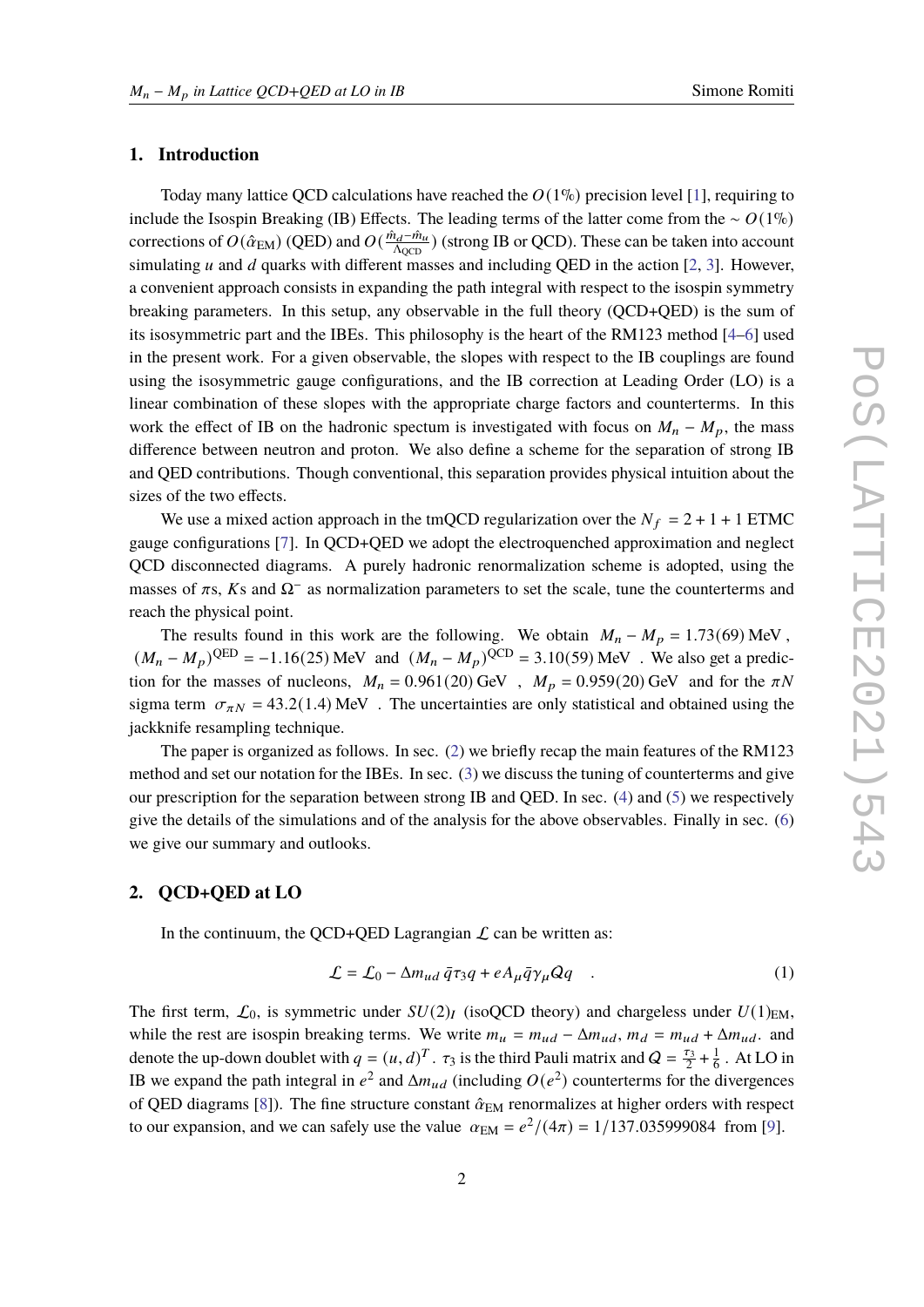## 1. Introduction

Today many lattice QCD calculations have reached the $O(1\text{‰})$ precision level [1], requiring to include the Isospin Breaking (IB) Effects. The leading terms of the latter come from the $\sim O(1\%)$ corrections of $O(\hat{\alpha}_{\rm EM})$ (QED) and $O(\frac{\hat{m}_d - \hat{m}_u}{\Lambda_{\rm QCD}})$ (strong IB or QCD). These can be taken into account simulating $u$ and $d$ quarks with different masses and including QED in the action [2, 3]. However, a convenient approach consists in expanding the path integral with respect to the isospin symmetry breaking parameters. In this setup, any observable in the full theory (QCD+QED) is the sum of its isosymmetric part and the IBEs. This philosophy is the heart of the RM123 method [4–6] used in the present work. For a given observable, the slopes with respect to the IB couplings are found using the isosymmetric gauge configurations, and the IB correction at Leading Order (LO) is a linear combination of these slopes with the appropriate charge factors and counterterms. In this work the effect of IB on the hadronic spectum is investigated with focus on $M_n - M_p$, the mass difference between neutron and proton. We also define a scheme for the separation of strong IB and QED contributions. Though conventional, this separation provides physical intuition about the sizes of the two effects.

We use a mixed action approach in the tmQCD regularization over the $N_f = 2 + 1 + 1$ ETMC gauge configurations [7]. In QCD+QED we adopt the electroquenched approximation and neglect QCD disconnected diagrams. A purely hadronic renormalization scheme is adopted, using the masses of $\pi$s, $K$s and $\Omega^-$ as normalization parameters to set the scale, tune the counterterms and reach the physical point.

The results found in this work are the following. We obtain $M_n - M_p = 1.73(69)$ MeV, $(M_n - M_p)^{\rm QED} = -1.16(25)$ MeV and $(M_n - M_p)^{\rm QCD} = 3.10(59)$ MeV . We also get a prediction for the masses of nucleons, $M_n = 0.961(20)$ GeV , $M_p = 0.959(20)$ GeV and for the $\pi N$ sigma term $\sigma_{\pi N} = 43.2(1.4)$ MeV . The uncertainties are only statistical and obtained using the jackknife resampling technique.

The paper is organized as follows. In sec. (2) we briefly recap the main features of the RM123 method and set our notation for the IBEs. In sec. (3) we discuss the tuning of counterterms and give our prescription for the separation between strong IB and QED. In sec. (4) and (5) we respectively give the details of the simulations and of the analysis for the above observables. Finally in sec. (6) we give our summary and outlooks.

## 2. QCD+QED at LO

In the continuum, the QCD+QED Lagrangian $\mathcal{L}$ can be written as:

$$\mathcal{L} = \mathcal{L}_0 - \Delta m_{ud}\, \bar{q}\tau_3 q + eA_\mu \bar{q}\gamma_\mu Q q \quad . \tag{1}$$

The first term, $\mathcal{L}_0$, is symmetric under $SU(2)_I$ (isoQCD theory) and chargeless under $U(1)_{\rm EM}$, while the rest are isospin breaking terms. We write $m_u = m_{ud} - \Delta m_{ud}$, $m_d = m_{ud} + \Delta m_{ud}$. and denote the up-down doublet with $q = (u, d)^T$. $\tau_3$ is the third Pauli matrix and $Q = \frac{\tau_3}{2} + \frac{1}{6}$ . At LO in IB we expand the path integral in $e^2$ and $\Delta m_{ud}$ (including $O(e^2)$ counterterms for the divergences of QED diagrams [8]). The fine structure constant $\hat{\alpha}_{\rm EM}$ renormalizes at higher orders with respect to our expansion, and we can safely use the value $\alpha_{\rm EM} = e^2/(4\pi) = 1/137.035999084$ from [9].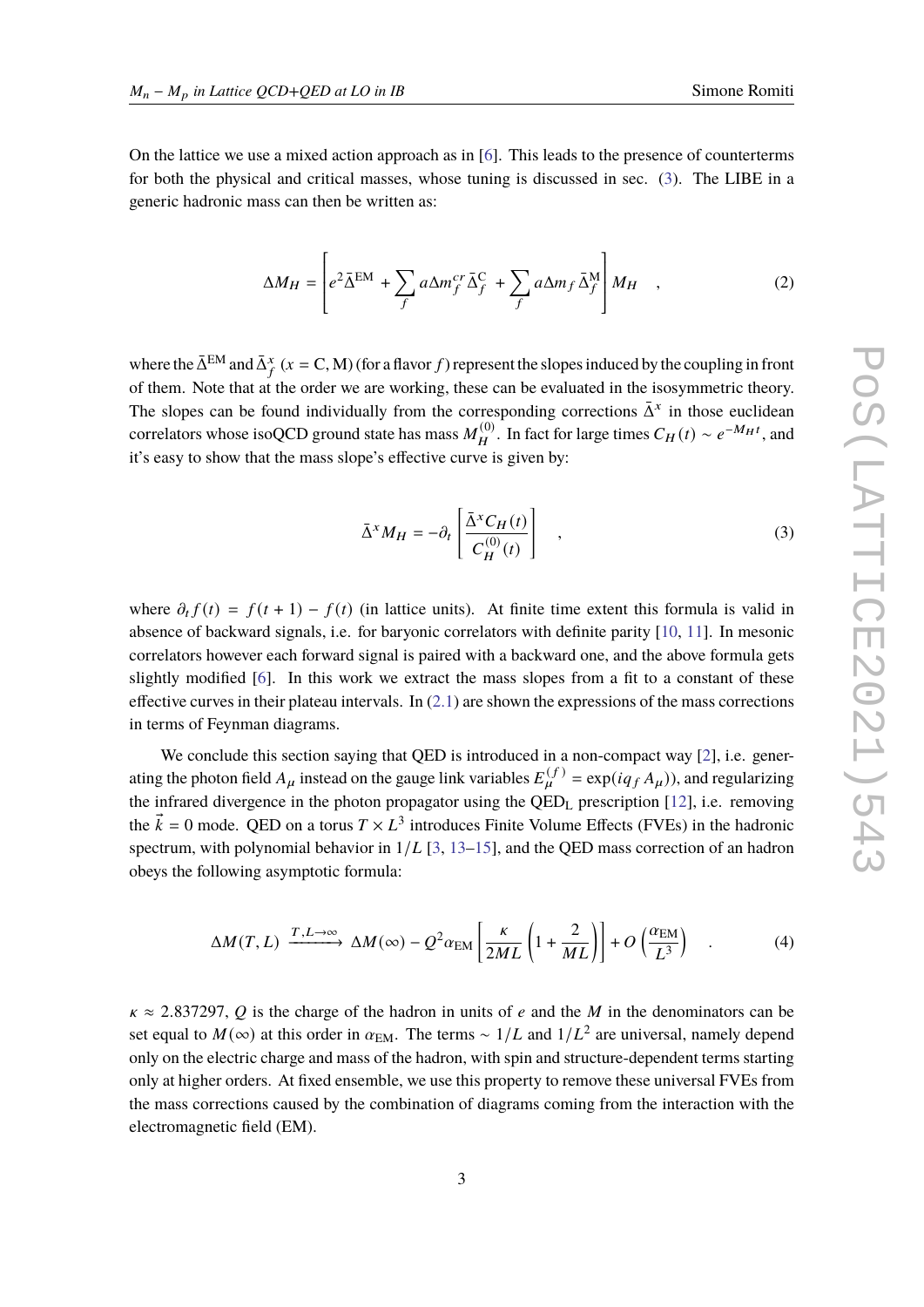On the lattice we use a mixed action approach as in [6]. This leads to the presence of counterterms for both the physical and critical masses, whose tuning is discussed in sec. (3). The LIBE in a generic hadronic mass can then be written as:

$$\Delta M_H = \left[ e^2 \bar{\Delta}^{\mathrm{EM}} + \sum_f a\Delta m_f^{cr} \bar{\Delta}_f^{\mathrm{C}} + \sum_f a\Delta m_f \bar{\Delta}_f^{\mathrm{M}} \right] M_H \quad , \tag{2}$$

where the $\bar{\Delta}^{\mathrm{EM}}$ and $\bar{\Delta}_f^x$ ($x = \mathrm{C}, \mathrm{M}$) (for a flavor $f$) represent the slopes induced by the coupling in front of them. Note that at the order we are working, these can be evaluated in the isosymmetric theory. The slopes can be found individually from the corresponding corrections $\bar{\Delta}^x$ in those euclidean correlators whose isoQCD ground state has mass $M_H^{(0)}$. In fact for large times $C_H(t) \sim e^{-M_H t}$, and it's easy to show that the mass slope's effective curve is given by:

$$\bar{\Delta}^x M_H = -\partial_t \left[ \frac{\bar{\Delta}^x C_H(t)}{C_H^{(0)}(t)} \right] \quad , \tag{3}$$

where $\partial_t f(t) = f(t+1) - f(t)$ (in lattice units). At finite time extent this formula is valid in absence of backward signals, i.e. for baryonic correlators with definite parity [10, 11]. In mesonic correlators however each forward signal is paired with a backward one, and the above formula gets slightly modified [6]. In this work we extract the mass slopes from a fit to a constant of these effective curves in their plateau intervals. In (2.1) are shown the expressions of the mass corrections in terms of Feynman diagrams.

We conclude this section saying that QED is introduced in a non-compact way [2], i.e. generating the photon field $A_\mu$ instead on the gauge link variables $E_\mu^{(f)} = \exp(iq_f A_\mu)$), and regularizing the infrared divergence in the photon propagator using the $\mathrm{QED_L}$ prescription [12], i.e. removing the $\vec{k} = 0$ mode. QED on a torus $T \times L^3$ introduces Finite Volume Effects (FVEs) in the hadronic spectrum, with polynomial behavior in $1/L$ [3, 13–15], and the QED mass correction of an hadron obeys the following asymptotic formula:

$$\Delta M(T, L) \xrightarrow{T, L \to \infty} \Delta M(\infty) - Q^2 \alpha_{\mathrm{EM}} \left[ \frac{\kappa}{2ML} \left( 1 + \frac{2}{ML} \right) \right] + O\left( \frac{\alpha_{\mathrm{EM}}}{L^3} \right) \quad . \tag{4}$$

$\kappa \approx 2.837297$, $Q$ is the charge of the hadron in units of $e$ and the $M$ in the denominators can be set equal to $M(\infty)$ at this order in $\alpha_{\mathrm{EM}}$. The terms $\sim 1/L$ and $1/L^2$ are universal, namely depend only on the electric charge and mass of the hadron, with spin and structure-dependent terms starting only at higher orders. At fixed ensemble, we use this property to remove these universal FVEs from the mass corrections caused by the combination of diagrams coming from the interaction with the electromagnetic field (EM).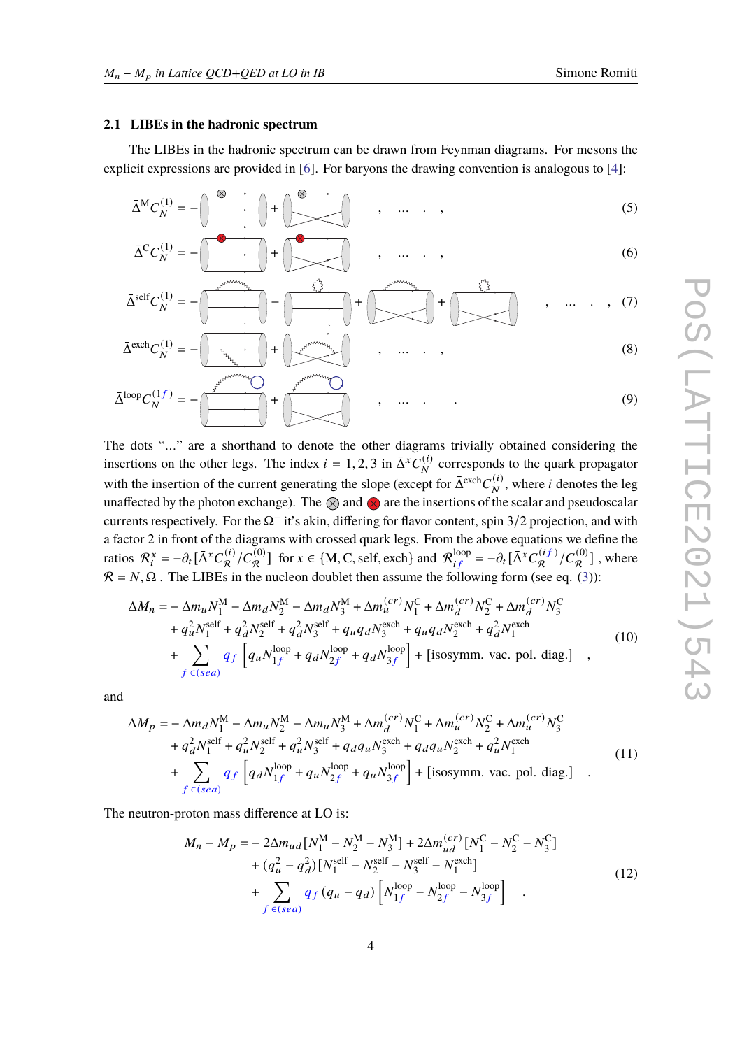### 2.1 LIBEs in the hadronic spectrum

The LIBEs in the hadronic spectrum can be drawn from Feynman diagrams. For mesons the explicit expressions are provided in [6]. For baryons the drawing convention is analogous to [4]:

$$\bar{\Delta}^{\mathrm{M}} C_N^{(1)} = - \quad + \quad , \quad \dots \quad , \tag{5}$$

$$\bar{\Delta}^{\mathrm{C}} C_N^{(1)} = - \quad + \quad , \quad \dots \quad , \tag{6}$$

$$\bar{\Delta}^{\mathrm{self}} C_N^{(1)} = - \quad - \quad + \quad + \quad , \quad \dots \quad , \tag{7}$$

$$\bar{\Delta}^{\mathrm{exch}} C_N^{(1)} = - \quad + \quad , \quad \dots \quad , \tag{8}$$

$$\bar{\Delta}^{\mathrm{loop}} C_N^{(1f)} = - \quad + \quad , \quad \dots \quad . \tag{9}$$

The dots "..." are a shorthand to denote the other diagrams trivially obtained considering the insertions on the other legs. The index $i = 1, 2, 3$ in $\bar{\Delta}^x C_N^{(i)}$ corresponds to the quark propagator with the insertion of the current generating the slope (except for $\bar{\Delta}^{\mathrm{exch}} C_N^{(i)}$, where $i$ denotes the leg unaffected by the photon exchange). The $\otimes$ and $\otimes$ are the insertions of the scalar and pseudoscalar currents respectively. For the $\Omega^-$ it's akin, differing for flavor content, spin 3/2 projection, and with a factor 2 in front of the diagrams with crossed quark legs. From the above equations we define the ratios $\mathcal{R}_i^x = -\partial_t [\bar{\Delta}^x C_{\mathcal{R}}^{(i)} / C_{\mathcal{R}}^{(0)}]$ for $x \in \{\mathrm{M}, \mathrm{C}, \mathrm{self}, \mathrm{exch}\}$ and $\mathcal{R}_{if}^{\mathrm{loop}} = -\partial_t [\bar{\Delta}^x C_{\mathcal{R}}^{(if)} / C_{\mathcal{R}}^{(0)}]$, where $\mathcal{R} = N, \Omega$. The LIBEs in the nucleon doublet then assume the following form (see eq. (3)):

$$\begin{aligned}
\Delta M_n = & - \Delta m_u N_1^{\mathrm{M}} - \Delta m_d N_2^{\mathrm{M}} - \Delta m_d N_3^{\mathrm{M}} + \Delta m_u^{(cr)} N_1^{\mathrm{C}} + \Delta m_d^{(cr)} N_2^{\mathrm{C}} + \Delta m_d^{(cr)} N_3^{\mathrm{C}} \\
& + q_u^2 N_1^{\mathrm{self}} + q_d^2 N_2^{\mathrm{self}} + q_d^2 N_3^{\mathrm{self}} + q_u q_d N_3^{\mathrm{exch}} + q_u q_d N_2^{\mathrm{exch}} + q_d^2 N_1^{\mathrm{exch}} \\
& + \sum_{f \in (sea)} q_f \left[ q_u N_{1f}^{\mathrm{loop}} + q_d N_{2f}^{\mathrm{loop}} + q_d N_{3f}^{\mathrm{loop}} \right] + [\text{isosymm. vac. pol. diag.}] \quad ,
\end{aligned} \tag{10}$$

and

$$\begin{aligned}
\Delta M_p = & - \Delta m_d N_1^{\mathrm{M}} - \Delta m_u N_2^{\mathrm{M}} - \Delta m_u N_3^{\mathrm{M}} + \Delta m_d^{(cr)} N_1^{\mathrm{C}} + \Delta m_u^{(cr)} N_2^{\mathrm{C}} + \Delta m_u^{(cr)} N_3^{\mathrm{C}} \\
& + q_d^2 N_1^{\mathrm{self}} + q_u^2 N_2^{\mathrm{self}} + q_u^2 N_3^{\mathrm{self}} + q_d q_u N_3^{\mathrm{exch}} + q_d q_u N_2^{\mathrm{exch}} + q_u^2 N_1^{\mathrm{exch}} \\
& + \sum_{f \in (sea)} q_f \left[ q_d N_{1f}^{\mathrm{loop}} + q_u N_{2f}^{\mathrm{loop}} + q_u N_{3f}^{\mathrm{loop}} \right] + [\text{isosymm. vac. pol. diag.}] \quad .
\end{aligned} \tag{11}$$

The neutron-proton mass difference at LO is:

$$\begin{aligned}
M_n - M_p = & - 2 \Delta m_{ud} [N_1^{\mathrm{M}} - N_2^{\mathrm{M}} - N_3^{\mathrm{M}}] + 2 \Delta m_{ud}^{(cr)} [N_1^{\mathrm{C}} - N_2^{\mathrm{C}} - N_3^{\mathrm{C}}] \\
& + (q_u^2 - q_d^2) [N_1^{\mathrm{self}} - N_2^{\mathrm{self}} - N_3^{\mathrm{self}} - N_1^{\mathrm{exch}}] \\
& + \sum_{f \in (sea)} q_f (q_u - q_d) \left[ N_{1f}^{\mathrm{loop}} - N_{2f}^{\mathrm{loop}} - N_{3f}^{\mathrm{loop}} \right] \quad .
\end{aligned} \tag{12}$$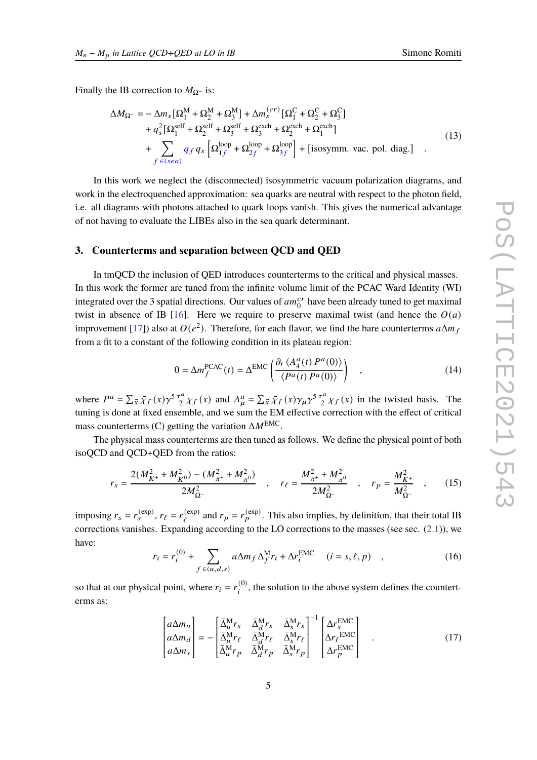Finally the IB correction to $M_{\Omega^-}$ is:

$$
\begin{aligned}
\Delta M_{\Omega^-} = & - \Delta m_s [\Omega_1^{\mathrm{M}} + \Omega_2^{\mathrm{M}} + \Omega_3^{\mathrm{M}}] + \Delta m_s^{(cr)} [\Omega_1^{\mathrm{C}} + \Omega_2^{\mathrm{C}} + \Omega_3^{\mathrm{C}}] \\
& + q_s^2 [\Omega_1^{\mathrm{self}} + \Omega_2^{\mathrm{self}} + \Omega_3^{\mathrm{self}} + \Omega_3^{\mathrm{exch}} + \Omega_2^{\mathrm{exch}} + \Omega_1^{\mathrm{exch}}] \\
& + \sum_{f \in (sea)} q_f \, q_s \left[ \Omega_{1f}^{\mathrm{loop}} + \Omega_{2f}^{\mathrm{loop}} + \Omega_{3f}^{\mathrm{loop}} \right] + [\text{isosymm. vac. pol. diag.}] \quad .
\end{aligned}
\tag{13}
$$

In this work we neglect the (disconnected) isosymmetric vacuum polarization diagrams, and work in the electroquenched approximation: sea quarks are neutral with respect to the photon field, i.e. all diagrams with photons attached to quark loops vanish. This gives the numerical advantage of not having to evaluate the LIBEs also in the sea quark determinant.

## 3. Counterterms and separation between QCD and QED

In tmQCD the inclusion of QED introduces counterterms to the critical and physical masses. In this work the former are tuned from the infinite volume limit of the PCAC Ward Identity (WI) integrated over the 3 spatial directions. Our values of $am_0^{cr}$ have been already tuned to get maximal twist in absence of IB [16]. Here we require to preserve maximal twist (and hence the $O(a)$ improvement [17]) also at $O(e^2)$. Therefore, for each flavor, we find the bare counterterms $a\Delta m_f$ from a fit to a constant of the following condition in its plateau region:

$$
0 = \Delta m_f^{\mathrm{PCAC}}(t) = \Delta^{\mathrm{EMC}} \left( \frac{\partial_t \langle A_4^a(t) \, P^a(0) \rangle}{\langle P^a(t) \, P^a(0) \rangle} \right) \quad ,
\tag{14}
$$

where $P^a = \sum_{\vec{x}} \bar{\chi}_f(x) \gamma^5 \frac{\tau^a}{2} \chi_f(x)$ and $A_\mu^a = \sum_{\vec{x}} \bar{\chi}_f(x) \gamma_\mu \gamma^5 \frac{\tau^a}{2} \chi_f(x)$ in the twisted basis. The tuning is done at fixed ensemble, and we sum the EM effective correction with the effect of critical mass counterterms (C) getting the variation $\Delta M^{\mathrm{EMC}}$.

The physical mass counterterms are then tuned as follows. We define the physical point of both isoQCD and QCD+QED from the ratios:

$$
r_s = \frac{2(M_{K^+}^2 + M_{K^0}^2) - (M_{\pi^+}^2 + M_{\pi^0}^2)}{2M_{\Omega^-}^2} \quad , \quad r_\ell = \frac{M_{\pi^+}^2 + M_{\pi^0}^2}{2M_{\Omega^-}^2} \quad , \quad r_p = \frac{M_{K^+}^2}{M_{\Omega^-}^2} \quad ,
\tag{15}
$$

imposing $r_s = r_s^{(\mathrm{exp})}$, $r_\ell = r_\ell^{(\mathrm{exp})}$ and $r_p = r_p^{(\mathrm{exp})}$. This also implies, by definition, that their total IB corrections vanishes. Expanding according to the LO corrections to the masses (see sec. (2.1)), we have:

$$
r_i = r_i^{(0)} + \sum_{f \in (u,d,s)} a\Delta m_f \, \bar{\Delta}_f^{\mathrm{M}} r_i + \Delta r_i^{\mathrm{EMC}} \qquad (i = s, \ell, p) \quad ,
\tag{16}
$$

so that at our physical point, where $r_i = r_i^{(0)}$, the solution to the above system defines the counterterms as:

$$
\begin{bmatrix} a\Delta m_u \\ a\Delta m_d \\ a\Delta m_s \end{bmatrix} = - \begin{bmatrix} \bar{\Delta}_u^{\mathrm{M}} r_s & \bar{\Delta}_d^{\mathrm{M}} r_s & \bar{\Delta}_s^{\mathrm{M}} r_s \\ \bar{\Delta}_u^{\mathrm{M}} r_\ell & \bar{\Delta}_d^{\mathrm{M}} r_\ell & \bar{\Delta}_s^{\mathrm{M}} r_\ell \\ \bar{\Delta}_u^{\mathrm{M}} r_p & \bar{\Delta}_d^{\mathrm{M}} r_p & \bar{\Delta}_s^{\mathrm{M}} r_p \end{bmatrix}^{-1} \begin{bmatrix} \Delta r_s^{\mathrm{EMC}} \\ \Delta r_\ell^{\mathrm{EMC}} \\ \Delta r_p^{\mathrm{EMC}} \end{bmatrix} \quad .
\tag{17}
$$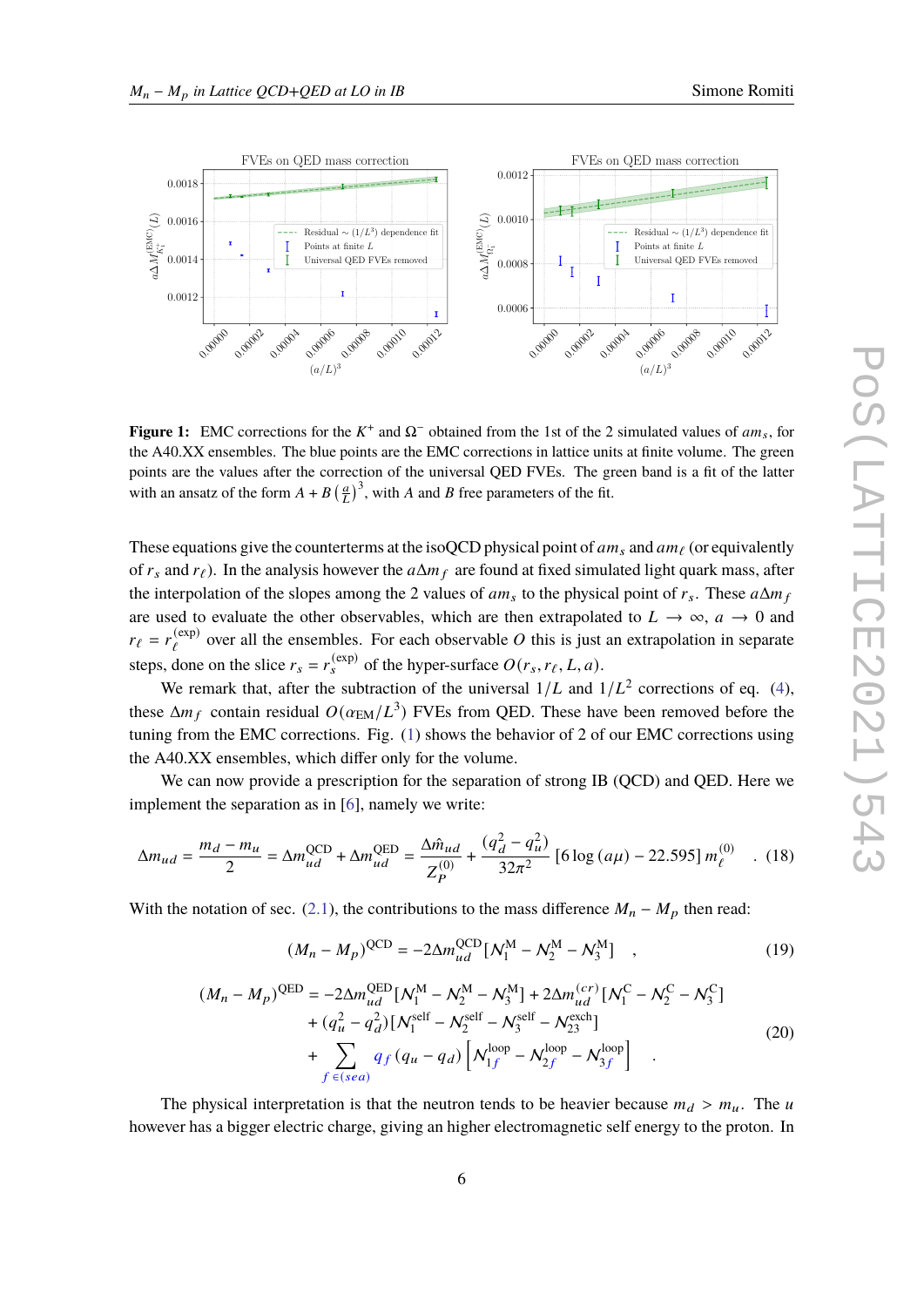**Figure 1:** EMC corrections for the $K^+$ and $\Omega^-$ obtained from the 1st of the 2 simulated values of $am_s$, for the A40.XX ensembles. The blue points are the EMC corrections in lattice units at finite volume. The green points are the values after the correction of the universal QED FVEs. The green band is a fit of the latter with an ansatz of the form $A + B\left(\frac{a}{L}\right)^3$, with $A$ and $B$ free parameters of the fit.

These equations give the counterterms at the isoQCD physical point of $am_s$ and $am_\ell$ (or equivalently of $r_s$ and $r_\ell$). In the analysis however the $a\Delta m_f$ are found at fixed simulated light quark mass, after the interpolation of the slopes among the 2 values of $am_s$ to the physical point of $r_s$. These $a\Delta m_f$ are used to evaluate the other observables, which are then extrapolated to $L \to \infty$, $a \to 0$ and $r_\ell = r_\ell^{(\text{exp})}$ over all the ensembles. For each observable $O$ this is just an extrapolation in separate steps, done on the slice $r_s = r_s^{(\text{exp})}$ of the hyper-surface $O(r_s, r_\ell, L, a)$.

We remark that, after the subtraction of the universal $1/L$ and $1/L^2$ corrections of eq. (4), these $\Delta m_f$ contain residual $O(\alpha_{\text{EM}}/L^3)$ FVEs from QED. These have been removed before the tuning from the EMC corrections. Fig. (1) shows the behavior of 2 of our EMC corrections using the A40.XX ensembles, which differ only for the volume.

We can now provide a prescription for the separation of strong IB (QCD) and QED. Here we implement the separation as in [6], namely we write:

$$\Delta m_{ud} = \frac{m_d - m_u}{2} = \Delta m_{ud}^{\text{QCD}} + \Delta m_{ud}^{\text{QED}} = \frac{\Delta \hat{m}_{ud}}{Z_P^{(0)}} + \frac{(q_d^2 - q_u^2)}{32\pi^2}\left[6\log(a\mu) - 22.595\right] m_\ell^{(0)} \quad . \tag{18}$$

With the notation of sec. (2.1), the contributions to the mass difference $M_n - M_p$ then read:

$$(M_n - M_p)^{\text{QCD}} = -2\Delta m_{ud}^{\text{QCD}}\left[\mathcal{N}_1^{\text{M}} - \mathcal{N}_2^{\text{M}} - \mathcal{N}_3^{\text{M}}\right] \quad , \tag{19}$$

$$\begin{aligned}(M_n - M_p)^{\text{QED}} = &-2\Delta m_{ud}^{\text{QED}}\left[\mathcal{N}_1^{\text{M}} - \mathcal{N}_2^{\text{M}} - \mathcal{N}_3^{\text{M}}\right] + 2\Delta m_{ud}^{(cr)}\left[\mathcal{N}_1^{\text{C}} - \mathcal{N}_2^{\text{C}} - \mathcal{N}_3^{\text{C}}\right] \\ &+ (q_u^2 - q_d^2)\left[\mathcal{N}_1^{\text{self}} - \mathcal{N}_2^{\text{self}} - \mathcal{N}_3^{\text{self}} - \mathcal{N}_{23}^{\text{exch}}\right] \\ &+ \sum_{f\,\in(sea)} q_f\,(q_u - q_d)\left[\mathcal{N}_{1f}^{\text{loop}} - \mathcal{N}_{2f}^{\text{loop}} - \mathcal{N}_{3f}^{\text{loop}}\right] \quad .\end{aligned} \tag{20}$$

The physical interpretation is that the neutron tends to be heavier because $m_d > m_u$. The $u$ however has a bigger electric charge, giving an higher electromagnetic self energy to the proton. In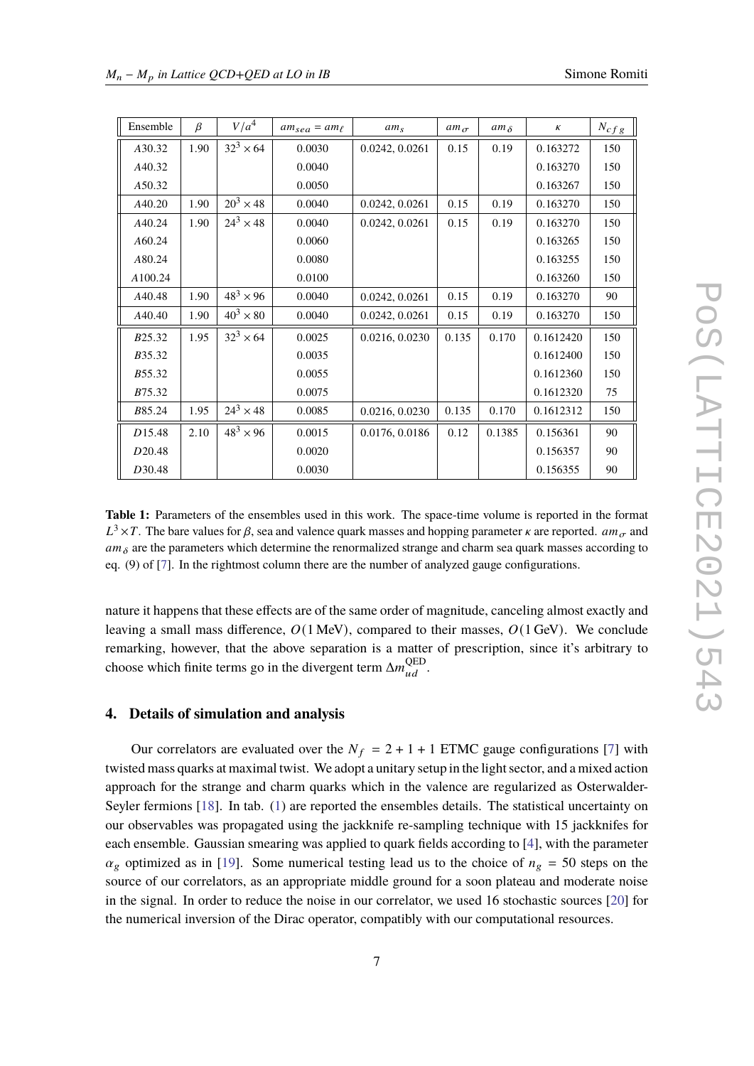| Ensemble | $\beta$ | $V/a^4$ | $am_{sea} = am_\ell$ | $am_s$ | $am_\sigma$ | $am_\delta$ | $\kappa$ | $N_{cfg}$ |
|---|---|---|---|---|---|---|---|---|
| $A30.32$ | 1.90 | $32^3 \times 64$ | 0.0030 | 0.0242, 0.0261 | 0.15 | 0.19 | 0.163272 | 150 |
| $A40.32$ | | | 0.0040 | | | | 0.163270 | 150 |
| $A50.32$ | | | 0.0050 | | | | 0.163267 | 150 |
| $A40.20$ | 1.90 | $20^3 \times 48$ | 0.0040 | 0.0242, 0.0261 | 0.15 | 0.19 | 0.163270 | 150 |
| $A40.24$ | 1.90 | $24^3 \times 48$ | 0.0040 | 0.0242, 0.0261 | 0.15 | 0.19 | 0.163270 | 150 |
| $A60.24$ | | | 0.0060 | | | | 0.163265 | 150 |
| $A80.24$ | | | 0.0080 | | | | 0.163255 | 150 |
| $A100.24$ | | | 0.0100 | | | | 0.163260 | 150 |
| $A40.48$ | 1.90 | $48^3 \times 96$ | 0.0040 | 0.0242, 0.0261 | 0.15 | 0.19 | 0.163270 | 90 |
| $A40.40$ | 1.90 | $40^3 \times 80$ | 0.0040 | 0.0242, 0.0261 | 0.15 | 0.19 | 0.163270 | 150 |
| $B25.32$ | 1.95 | $32^3 \times 64$ | 0.0025 | 0.0216, 0.0230 | 0.135 | 0.170 | 0.1612420 | 150 |
| $B35.32$ | | | 0.0035 | | | | 0.1612400 | 150 |
| $B55.32$ | | | 0.0055 | | | | 0.1612360 | 150 |
| $B75.32$ | | | 0.0075 | | | | 0.1612320 | 75 |
| $B85.24$ | 1.95 | $24^3 \times 48$ | 0.0085 | 0.0216, 0.0230 | 0.135 | 0.170 | 0.1612312 | 150 |
| $D15.48$ | 2.10 | $48^3 \times 96$ | 0.0015 | 0.0176, 0.0186 | 0.12 | 0.1385 | 0.156361 | 90 |
| $D20.48$ | | | 0.0020 | | | | 0.156357 | 90 |
| $D30.48$ | | | 0.0030 | | | | 0.156355 | 90 |

**Table 1:** Parameters of the ensembles used in this work. The space-time volume is reported in the format $L^3 \times T$. The bare values for $\beta$, sea and valence quark masses and hopping parameter $\kappa$ are reported. $am_\sigma$ and $am_\delta$ are the parameters which determine the renormalized strange and charm sea quark masses according to eq. (9) of [7]. In the rightmost column there are the number of analyzed gauge configurations.

nature it happens that these effects are of the same order of magnitude, canceling almost exactly and leaving a small mass difference, $O(1\,\text{MeV})$, compared to their masses, $O(1\,\text{GeV})$. We conclude remarking, however, that the above separation is a matter of prescription, since it's arbitrary to choose which finite terms go in the divergent term $\Delta m_{ud}^{\text{QED}}$.

## 4. Details of simulation and analysis

Our correlators are evaluated over the $N_f = 2 + 1 + 1$ ETMC gauge configurations [7] with twisted mass quarks at maximal twist. We adopt a unitary setup in the light sector, and a mixed action approach for the strange and charm quarks which in the valence are regularized as Osterwalder-Seyler fermions [18]. In tab. (1) are reported the ensembles details. The statistical uncertainty on our observables was propagated using the jackknife re-sampling technique with 15 jackknifes for each ensemble. Gaussian smearing was applied to quark fields according to [4], with the parameter $\alpha_g$ optimized as in [19]. Some numerical testing lead us to the choice of $n_g = 50$ steps on the source of our correlators, as an appropriate middle ground for a soon plateau and moderate noise in the signal. In order to reduce the noise in our correlator, we used 16 stochastic sources [20] for the numerical inversion of the Dirac operator, compatibly with our computational resources.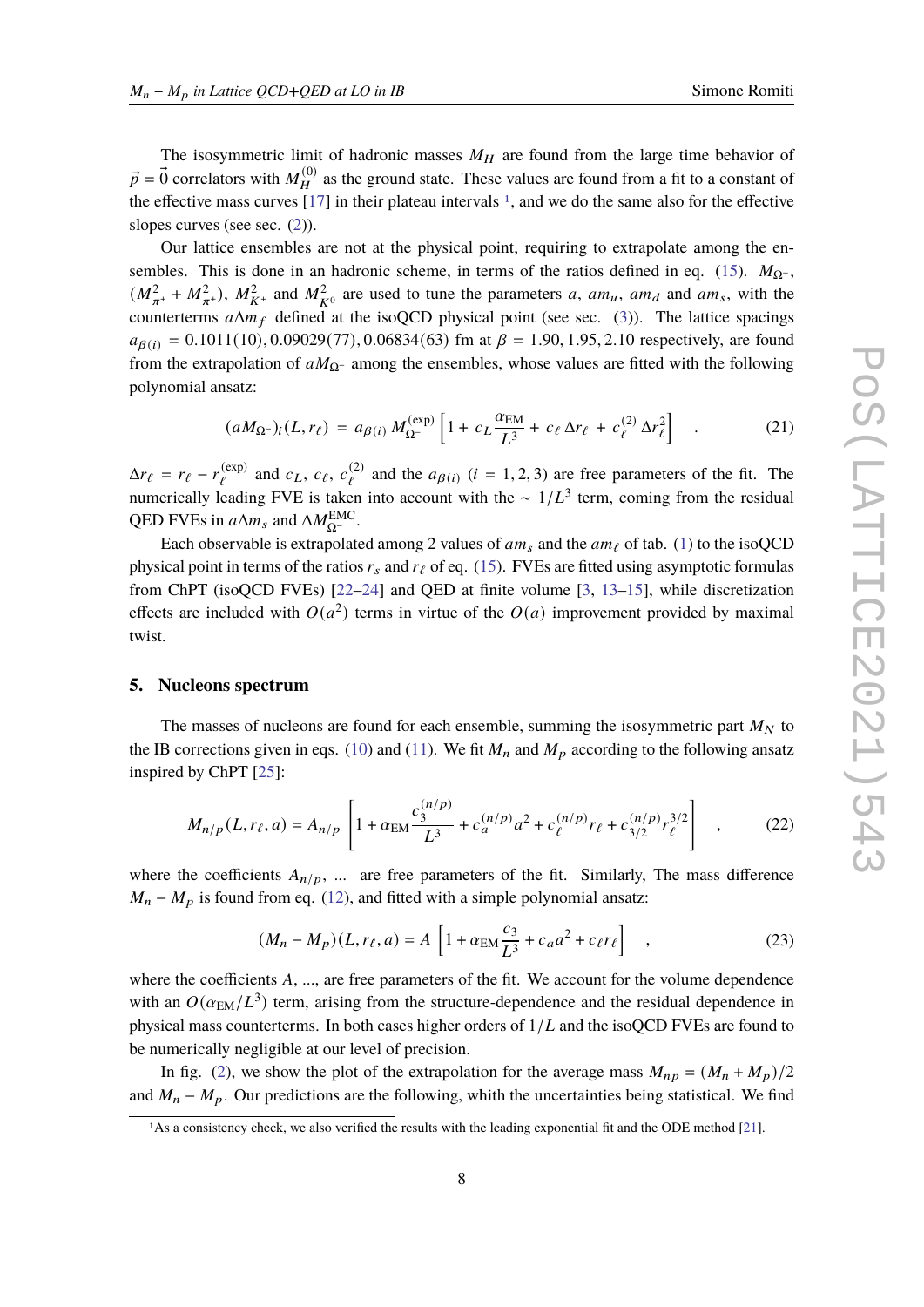The isosymmetric limit of hadronic masses $M_H$ are found from the large time behavior of $\vec{p} = \vec{0}$ correlators with $M_H^{(0)}$ as the ground state. These values are found from a fit to a constant of the effective mass curves [17] in their plateau intervals [1], and we do the same also for the effective slopes curves (see sec. (2)).

Our lattice ensembles are not at the physical point, requiring to extrapolate among the ensembles. This is done in an hadronic scheme, in terms of the ratios defined in eq. (15). $M_{\Omega^-}$, $(M_{\pi^+}^2 + M_{\pi^+}^2)$, $M_{K^+}^2$ and $M_{K^0}^2$ are used to tune the parameters $a$, $am_u$, $am_d$ and $am_s$, with the counterterms $a\Delta m_f$ defined at the isoQCD physical point (see sec. (3)). The lattice spacings $a_{\beta(i)} = 0.1011(10), 0.09029(77), 0.06834(63)$ fm at $\beta = 1.90, 1.95, 2.10$ respectively, are found from the extrapolation of $aM_{\Omega^-}$ among the ensembles, whose values are fitted with the following polynomial ansatz:

$$(aM_{\Omega^-})_i(L, r_\ell) = a_{\beta(i)} \, M_{\Omega^-}^{(\text{exp})} \left[ 1 + c_L \frac{\alpha_{\text{EM}}}{L^3} + c_\ell \, \Delta r_\ell + c_\ell^{(2)} \, \Delta r_\ell^2 \right] \quad . \tag{21}$$

$\Delta r_\ell = r_\ell - r_\ell^{(\text{exp})}$ and $c_L$, $c_\ell$, $c_\ell^{(2)}$ and the $a_{\beta(i)}$ $(i = 1, 2, 3)$ are free parameters of the fit. The numerically leading FVE is taken into account with the $\sim 1/L^3$ term, coming from the residual QED FVEs in $a\Delta m_s$ and $\Delta M_{\Omega^-}^{\text{EMC}}$.

Each observable is extrapolated among 2 values of $am_s$ and the $am_\ell$ of tab. (1) to the isoQCD physical point in terms of the ratios $r_s$ and $r_\ell$ of eq. (15). FVEs are fitted using asymptotic formulas from ChPT (isoQCD FVEs) [22–24] and QED at finite volume [3, 13–15], while discretization effects are included with $O(a^2)$ terms in virtue of the $O(a)$ improvement provided by maximal twist.

## 5. Nucleons spectrum

The masses of nucleons are found for each ensemble, summing the isosymmetric part $M_N$ to the IB corrections given in eqs. (10) and (11). We fit $M_n$ and $M_p$ according to the following ansatz inspired by ChPT [25]:

$$M_{n/p}(L, r_\ell, a) = A_{n/p} \left[ 1 + \alpha_{\text{EM}} \frac{c_3^{(n/p)}}{L^3} + c_a^{(n/p)} a^2 + c_\ell^{(n/p)} r_\ell + c_{3/2}^{(n/p)} r_\ell^{3/2} \right] \quad , \tag{22}$$

where the coefficients $A_{n/p}$, ... are free parameters of the fit. Similarly, The mass difference $M_n - M_p$ is found from eq. (12), and fitted with a simple polynomial ansatz:

$$(M_n - M_p)(L, r_\ell, a) = A \left[ 1 + \alpha_{\text{EM}} \frac{c_3}{L^3} + c_a a^2 + c_\ell r_\ell \right] \quad , \tag{23}$$

where the coefficients $A$, ..., are free parameters of the fit. We account for the volume dependence with an $O(\alpha_{\text{EM}}/L^3)$ term, arising from the structure-dependence and the residual dependence in physical mass counterterms. In both cases higher orders of $1/L$ and the isoQCD FVEs are found to be numerically negligible at our level of precision.

In fig. (2), we show the plot of the extrapolation for the average mass $M_{np} = (M_n + M_p)/2$ and $M_n - M_p$. Our predictions are the following, whith the uncertainties being statistical. We find

[1] As a consistency check, we also verified the results with the leading exponential fit and the ODE method [21].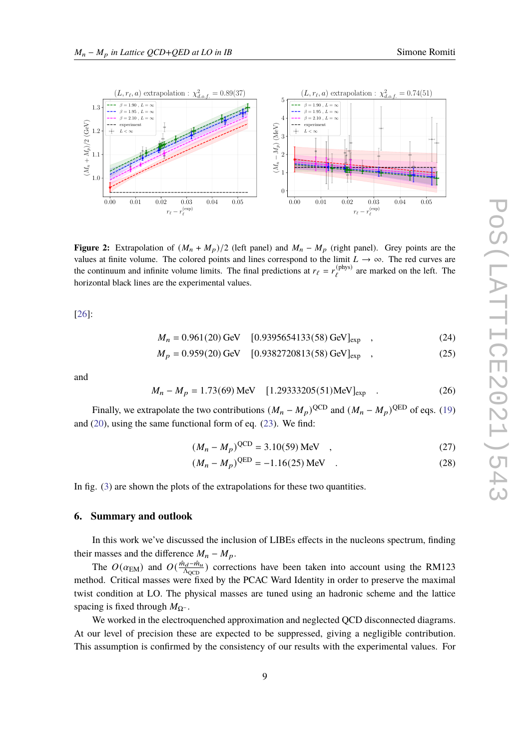**Figure 2:** Extrapolation of $(M_n + M_p)/2$ (left panel) and $M_n - M_p$ (right panel). Grey points are the values at finite volume. The colored points and lines correspond to the limit $L \to \infty$. The red curves are the continuum and infinite volume limits. The final predictions at $r_\ell = r_\ell^{(\text{phys})}$ are marked on the left. The horizontal black lines are the experimental values.

[26]:

$$M_n = 0.961(20)\text{ GeV} \quad [0.9395654133(58)\text{ GeV}]_{\text{exp}} \quad , \tag{24}$$

$$M_p = 0.959(20)\text{ GeV} \quad [0.9382720813(58)\text{ GeV}]_{\text{exp}} \quad , \tag{25}$$

and

$$M_n - M_p = 1.73(69)\text{ MeV} \quad [1.29333205(51)\text{MeV}]_{\text{exp}} \quad . \tag{26}$$

Finally, we extrapolate the two contributions $(M_n - M_p)^{\text{QCD}}$ and $(M_n - M_p)^{\text{QED}}$ of eqs. (19) and (20), using the same functional form of eq. (23). We find:

$$(M_n - M_p)^{\text{QCD}} = 3.10(59)\text{ MeV} \quad , \tag{27}$$

$$(M_n - M_p)^{\text{QED}} = -1.16(25)\text{ MeV} \quad . \tag{28}$$

In fig. (3) are shown the plots of the extrapolations for these two quantities.

## 6. Summary and outlook

In this work we've discussed the inclusion of LIBEs effects in the nucleons spectrum, finding their masses and the difference $M_n - M_p$.

The $O(\alpha_{\text{EM}})$ and $O(\frac{\hat{m}_d - \hat{m}_u}{\Lambda_{\text{QCD}}})$ corrections have been taken into account using the RM123 method. Critical masses were fixed by the PCAC Ward Identity in order to preserve the maximal twist condition at LO. The physical masses are tuned using an hadronic scheme and the lattice spacing is fixed through $M_{\Omega^-}$.

We worked in the electroquenched approximation and neglected QCD disconnected diagrams. At our level of precision these are expected to be suppressed, giving a negligible contribution. This assumption is confirmed by the consistency of our results with the experimental values. For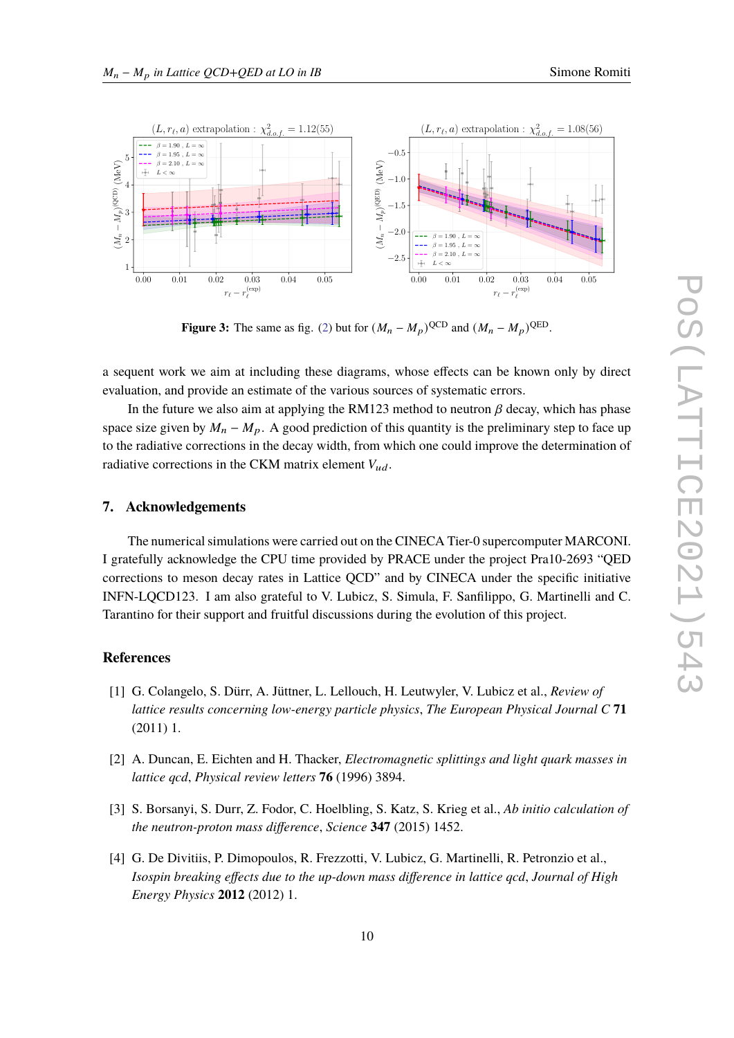**Figure 3:** The same as fig. (2) but for $(M_n - M_p)^{\text{QCD}}$ and $(M_n - M_p)^{\text{QED}}$.

a sequent work we aim at including these diagrams, whose effects can be known only by direct evaluation, and provide an estimate of the various sources of systematic errors.

In the future we also aim at applying the RM123 method to neutron $\beta$ decay, which has phase space size given by $M_n - M_p$. A good prediction of this quantity is the preliminary step to face up to the radiative corrections in the decay width, from which one could improve the determination of radiative corrections in the CKM matrix element $V_{ud}$.

## 7. Acknowledgements

The numerical simulations were carried out on the CINECA Tier-0 supercomputer MARCONI. I gratefully acknowledge the CPU time provided by PRACE under the project Pra10-2693 "QED corrections to meson decay rates in Lattice QCD" and by CINECA under the specific initiative INFN-LQCD123. I am also grateful to V. Lubicz, S. Simula, F. Sanfilippo, G. Martinelli and C. Tarantino for their support and fruitful discussions during the evolution of this project.

## References

[1] G. Colangelo, S. Dürr, A. Jüttner, L. Lellouch, H. Leutwyler, V. Lubicz et al., *Review of lattice results concerning low-energy particle physics*, *The European Physical Journal C* **71** (2011) 1.

[2] A. Duncan, E. Eichten and H. Thacker, *Electromagnetic splittings and light quark masses in lattice qcd*, *Physical review letters* **76** (1996) 3894.

[3] S. Borsanyi, S. Durr, Z. Fodor, C. Hoelbling, S. Katz, S. Krieg et al., *Ab initio calculation of the neutron-proton mass difference*, *Science* **347** (2015) 1452.

[4] G. De Divitiis, P. Dimopoulos, R. Frezzotti, V. Lubicz, G. Martinelli, R. Petronzio et al., *Isospin breaking effects due to the up-down mass difference in lattice qcd*, *Journal of High Energy Physics* **2012** (2012) 1.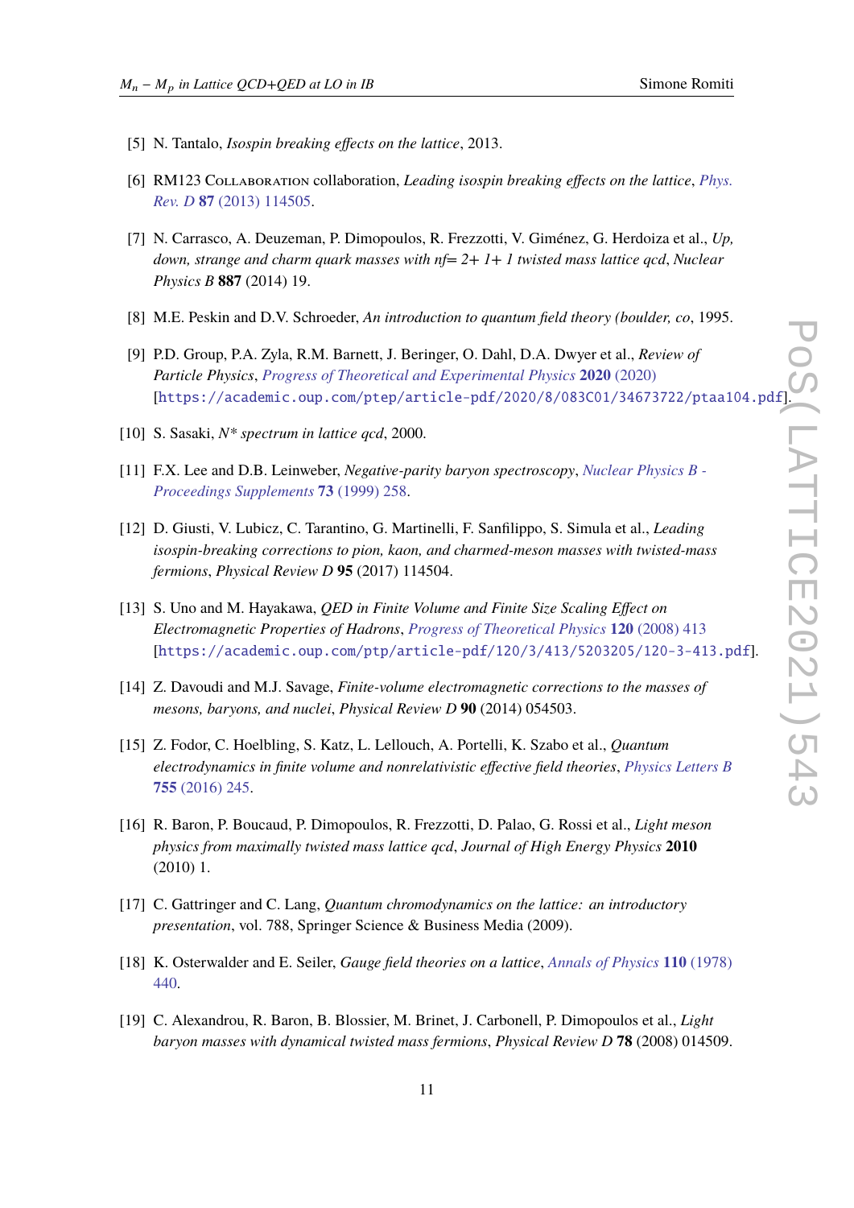[5] N. Tantalo, *Isospin breaking effects on the lattice*, 2013.

[6] RM123 Collaboration collaboration, *Leading isospin breaking effects on the lattice*, Phys. Rev. D **87** (2013) 114505.

[7] N. Carrasco, A. Deuzeman, P. Dimopoulos, R. Frezzotti, V. Giménez, G. Herdoiza et al., *Up, down, strange and charm quark masses with nf= 2+ 1+ 1 twisted mass lattice qcd*, *Nuclear Physics B* **887** (2014) 19.

[8] M.E. Peskin and D.V. Schroeder, *An introduction to quantum field theory (boulder, co*, 1995.

[9] P.D. Group, P.A. Zyla, R.M. Barnett, J. Beringer, O. Dahl, D.A. Dwyer et al., *Review of Particle Physics*, *Progress of Theoretical and Experimental Physics* **2020** (2020) [https://academic.oup.com/ptep/article-pdf/2020/8/083C01/34673722/ptaa104.pdf].

[10] S. Sasaki, *N\* spectrum in lattice qcd*, 2000.

[11] F.X. Lee and D.B. Leinweber, *Negative-parity baryon spectroscopy*, *Nuclear Physics B - Proceedings Supplements* **73** (1999) 258.

[12] D. Giusti, V. Lubicz, C. Tarantino, G. Martinelli, F. Sanfilippo, S. Simula et al., *Leading isospin-breaking corrections to pion, kaon, and charmed-meson masses with twisted-mass fermions*, *Physical Review D* **95** (2017) 114504.

[13] S. Uno and M. Hayakawa, *QED in Finite Volume and Finite Size Scaling Effect on Electromagnetic Properties of Hadrons*, *Progress of Theoretical Physics* **120** (2008) 413 [https://academic.oup.com/ptp/article-pdf/120/3/413/5203205/120-3-413.pdf].

[14] Z. Davoudi and M.J. Savage, *Finite-volume electromagnetic corrections to the masses of mesons, baryons, and nuclei*, *Physical Review D* **90** (2014) 054503.

[15] Z. Fodor, C. Hoelbling, S. Katz, L. Lellouch, A. Portelli, K. Szabo et al., *Quantum electrodynamics in finite volume and nonrelativistic effective field theories*, *Physics Letters B* **755** (2016) 245.

[16] R. Baron, P. Boucaud, P. Dimopoulos, R. Frezzotti, D. Palao, G. Rossi et al., *Light meson physics from maximally twisted mass lattice qcd*, *Journal of High Energy Physics* **2010** (2010) 1.

[17] C. Gattringer and C. Lang, *Quantum chromodynamics on the lattice: an introductory presentation*, vol. 788, Springer Science & Business Media (2009).

[18] K. Osterwalder and E. Seiler, *Gauge field theories on a lattice*, *Annals of Physics* **110** (1978) 440.

[19] C. Alexandrou, R. Baron, B. Blossier, M. Brinet, J. Carbonell, P. Dimopoulos et al., *Light baryon masses with dynamical twisted mass fermions*, *Physical Review D* **78** (2008) 014509.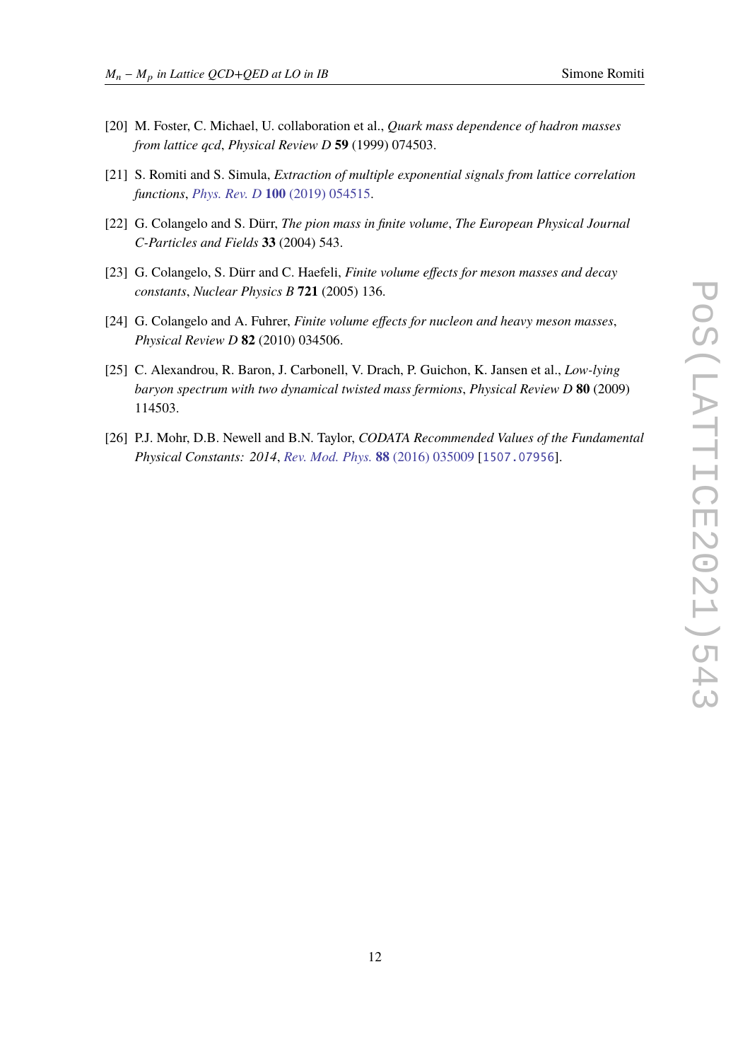[20] M. Foster, C. Michael, U. collaboration et al., *Quark mass dependence of hadron masses from lattice qcd*, *Physical Review D* **59** (1999) 074503.

[21] S. Romiti and S. Simula, *Extraction of multiple exponential signals from lattice correlation functions*, *Phys. Rev. D* **100** (2019) 054515.

[22] G. Colangelo and S. Dürr, *The pion mass in finite volume*, *The European Physical Journal C-Particles and Fields* **33** (2004) 543.

[23] G. Colangelo, S. Dürr and C. Haefeli, *Finite volume effects for meson masses and decay constants*, *Nuclear Physics B* **721** (2005) 136.

[24] G. Colangelo and A. Fuhrer, *Finite volume effects for nucleon and heavy meson masses*, *Physical Review D* **82** (2010) 034506.

[25] C. Alexandrou, R. Baron, J. Carbonell, V. Drach, P. Guichon, K. Jansen et al., *Low-lying baryon spectrum with two dynamical twisted mass fermions*, *Physical Review D* **80** (2009) 114503.

[26] P.J. Mohr, D.B. Newell and B.N. Taylor, *CODATA Recommended Values of the Fundamental Physical Constants: 2014*, *Rev. Mod. Phys.* **88** (2016) 035009 [1507.07956].